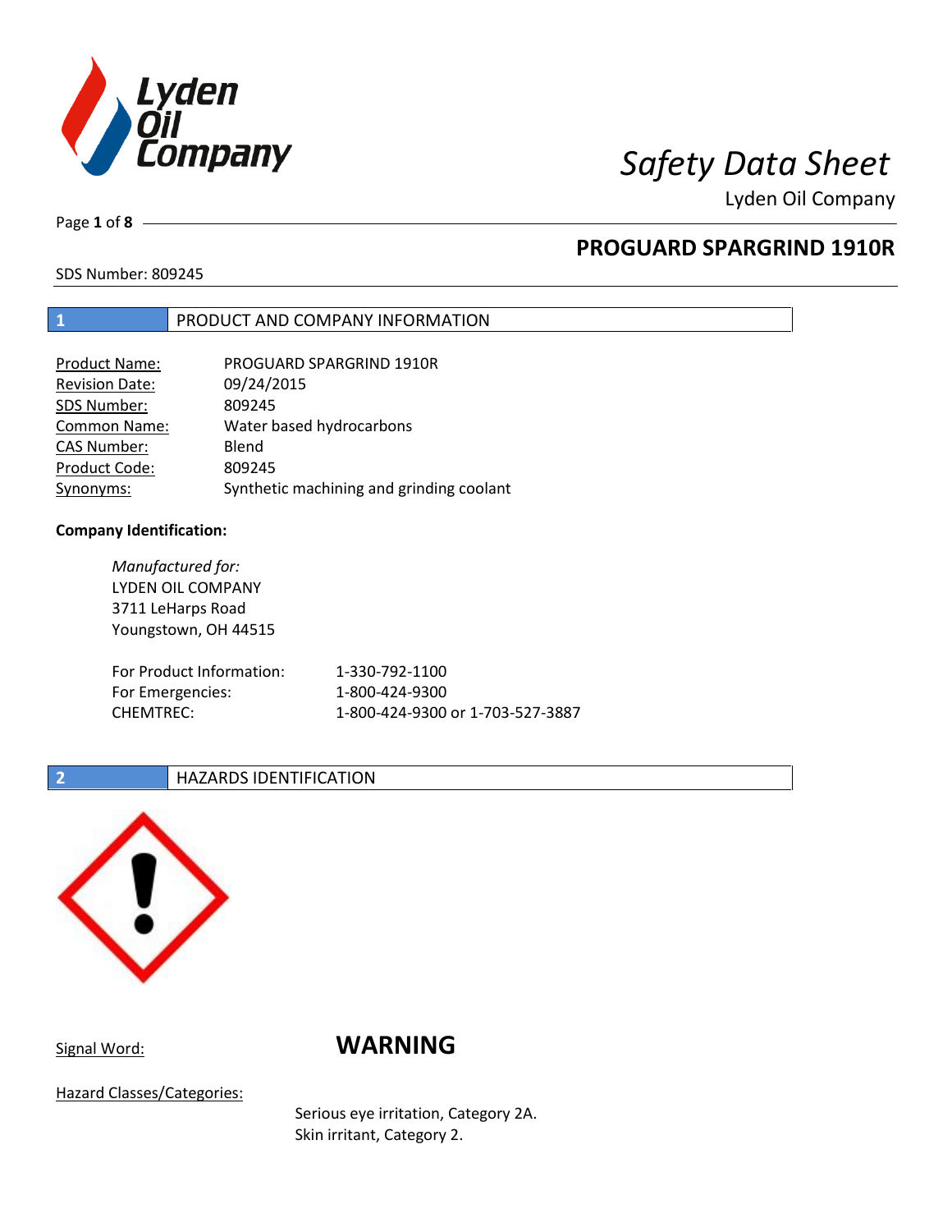# Safety Data Sheet

Lyden Oil Company

## PROGUARD SPARGRIND 1910R

SDS Number: 809245

## 1 PRODUCT AND COMPANY INFORMATION

| | |
|---|---|
| Product Name: | PROGUARD SPARGRIND 1910R |
| Revision Date: | 09/24/2015 |
| SDS Number: | 809245 |
| Common Name: | Water based hydrocarbons |
| CAS Number: | Blend |
| Product Code: | 809245 |
| Synonyms: | Synthetic machining and grinding coolant |

**Company Identification:**

*Manufactured for:*
LYDEN OIL COMPANY
3711 LeHarps Road
Youngstown, OH 44515

| | |
|---|---|
| For Product Information: | 1-330-792-1100 |
| For Emergencies: | 1-800-424-9300 |
| CHEMTREC: | 1-800-424-9300 or 1-703-527-3887 |

## 2 HAZARDS IDENTIFICATION

Signal Word: **WARNING**

Hazard Classes/Categories:

Serious eye irritation, Category 2A.
Skin irritant, Category 2.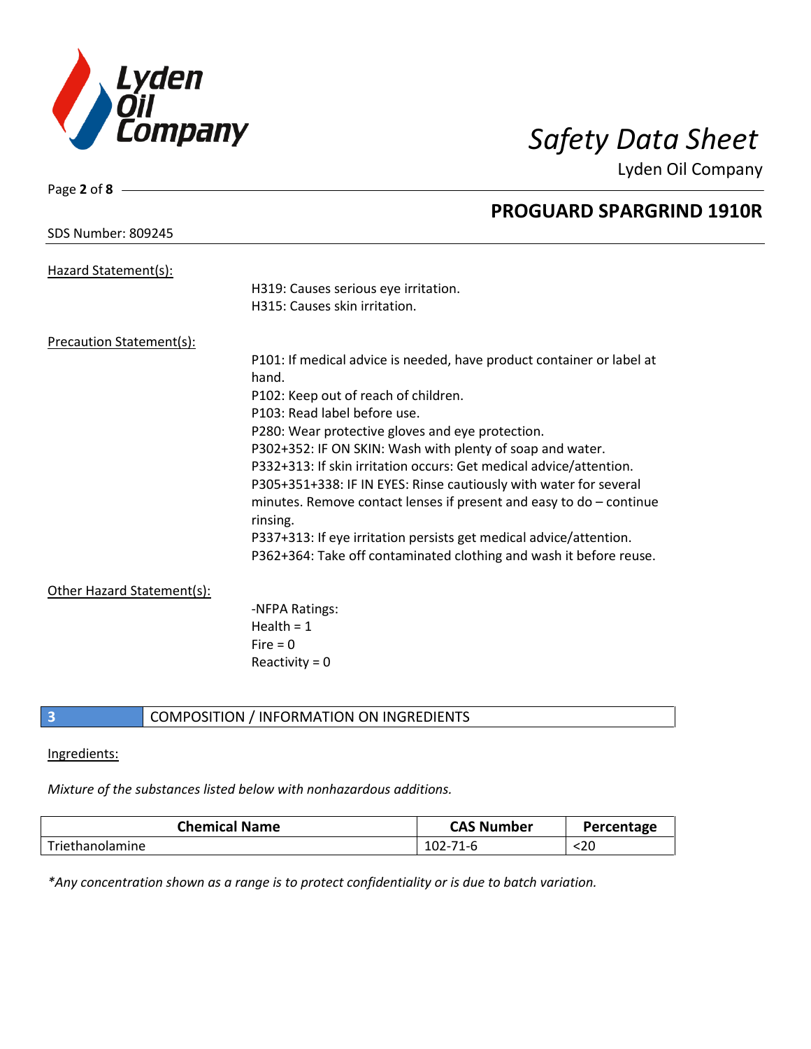## PROGUARD SPARGRIND 1910R

SDS Number: 809245

Hazard Statement(s):

H319: Causes serious eye irritation.
H315: Causes skin irritation.

Precaution Statement(s):

P101: If medical advice is needed, have product container or label at hand.
P102: Keep out of reach of children.
P103: Read label before use.
P280: Wear protective gloves and eye protection.
P302+352: IF ON SKIN: Wash with plenty of soap and water.
P332+313: If skin irritation occurs: Get medical advice/attention.
P305+351+338: IF IN EYES: Rinse cautiously with water for several minutes. Remove contact lenses if present and easy to do – continue rinsing.
P337+313: If eye irritation persists get medical advice/attention.
P362+364: Take off contaminated clothing and wash it before reuse.

Other Hazard Statement(s):

-NFPA Ratings:
Health = 1
Fire = 0
Reactivity = 0

## 3 COMPOSITION / INFORMATION ON INGREDIENTS

Ingredients:

*Mixture of the substances listed below with nonhazardous additions.*

| Chemical Name | CAS Number | Percentage |
|---|---|---|
| Triethanolamine | 102-71-6 | <20 |

*\*Any concentration shown as a range is to protect confidentiality or is due to batch variation.*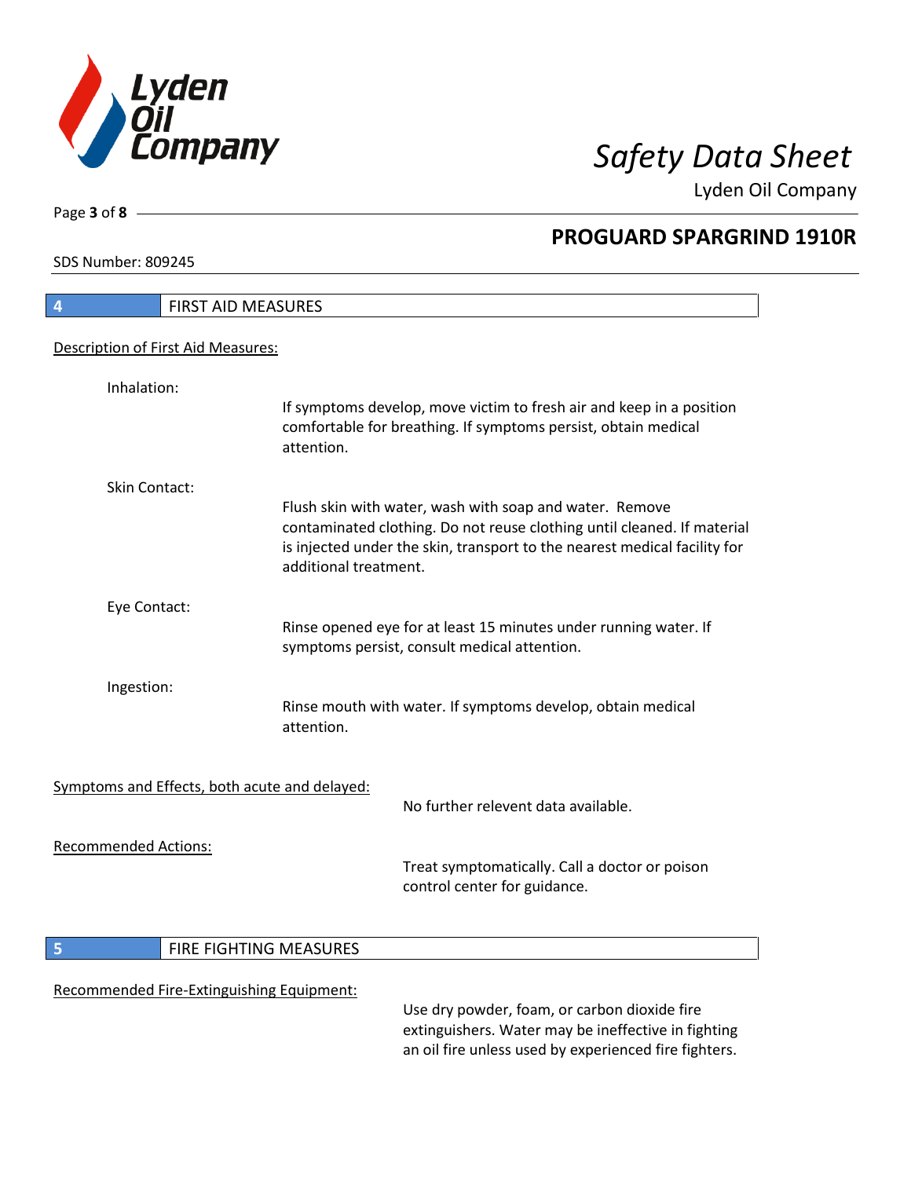## 4 FIRST AID MEASURES

Description of First Aid Measures:

Inhalation:

If symptoms develop, move victim to fresh air and keep in a position comfortable for breathing. If symptoms persist, obtain medical attention.

Skin Contact:

Flush skin with water, wash with soap and water. Remove contaminated clothing. Do not reuse clothing until cleaned. If material is injected under the skin, transport to the nearest medical facility for additional treatment.

Eye Contact:

Rinse opened eye for at least 15 minutes under running water. If symptoms persist, consult medical attention.

Ingestion:

Rinse mouth with water. If symptoms develop, obtain medical attention.

Symptoms and Effects, both acute and delayed:

No further relevent data available.

Recommended Actions:

Treat symptomatically. Call a doctor or poison control center for guidance.

## 5 FIRE FIGHTING MEASURES

Recommended Fire-Extinguishing Equipment:

Use dry powder, foam, or carbon dioxide fire extinguishers. Water may be ineffective in fighting an oil fire unless used by experienced fire fighters.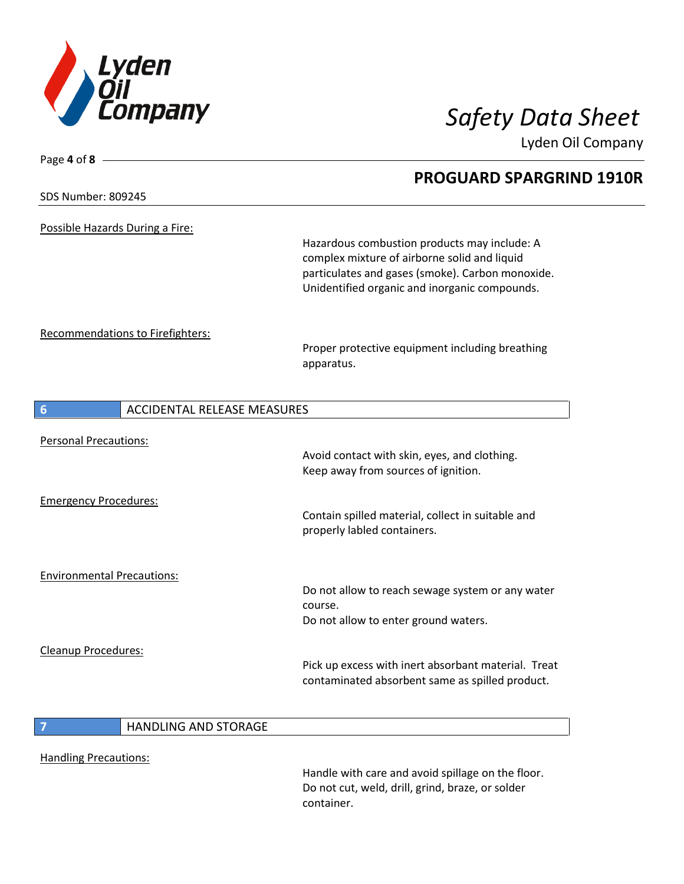Possible Hazards During a Fire:

Hazardous combustion products may include: A complex mixture of airborne solid and liquid particulates and gases (smoke). Carbon monoxide. Unidentified organic and inorganic compounds.

Recommendations to Firefighters:

Proper protective equipment including breathing apparatus.

## 6 ACCIDENTAL RELEASE MEASURES

Personal Precautions:

Avoid contact with skin, eyes, and clothing.
Keep away from sources of ignition.

Emergency Procedures:

Contain spilled material, collect in suitable and properly labled containers.

Environmental Precautions:

Do not allow to reach sewage system or any water course.
Do not allow to enter ground waters.

Cleanup Procedures:

Pick up excess with inert absorbant material. Treat contaminated absorbent same as spilled product.

## 7 HANDLING AND STORAGE

Handling Precautions:

Handle with care and avoid spillage on the floor.
Do not cut, weld, drill, grind, braze, or solder container.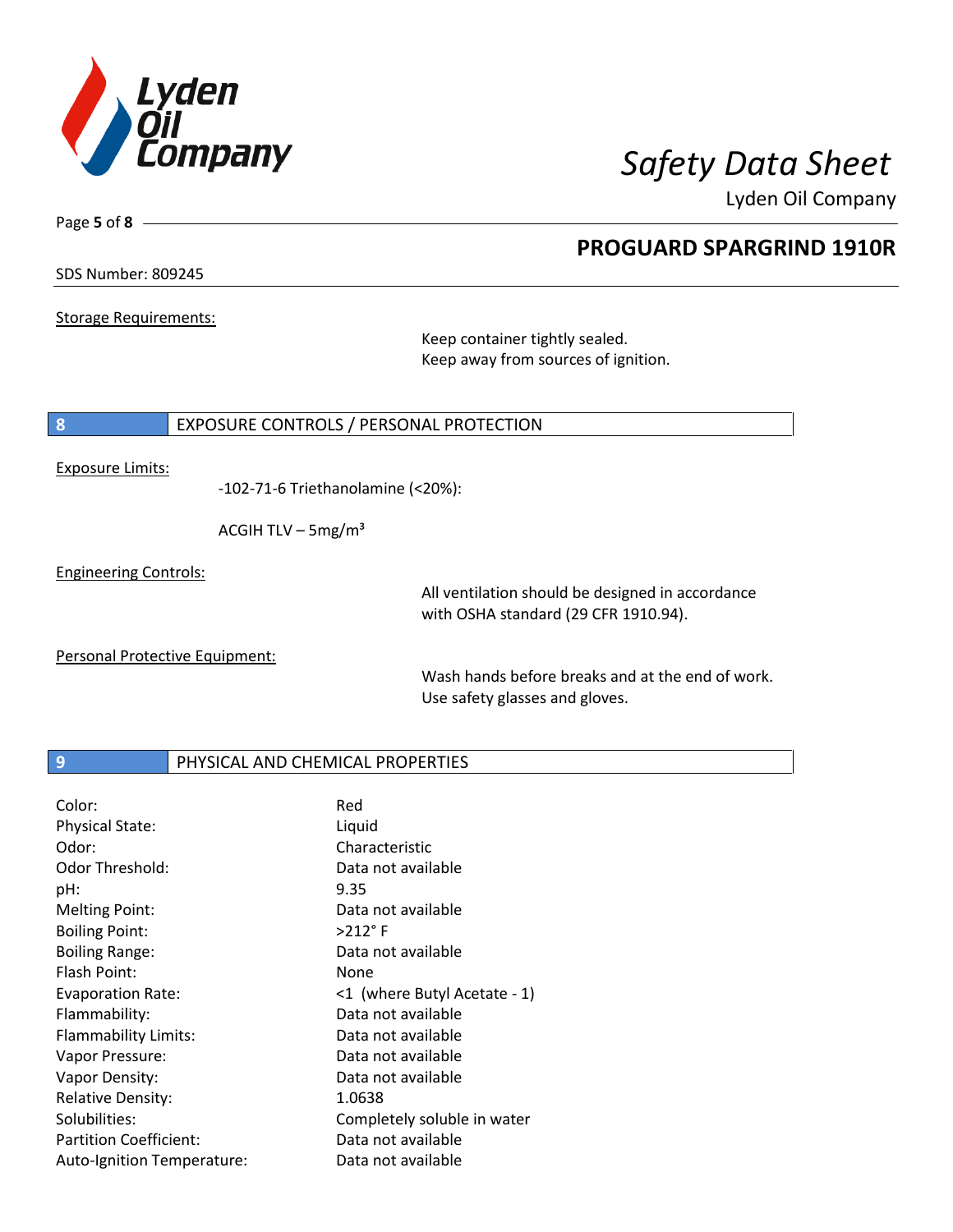Storage Requirements:

Keep container tightly sealed.
Keep away from sources of ignition.

## 8 EXPOSURE CONTROLS / PERSONAL PROTECTION

Exposure Limits:

-102-71-6 Triethanolamine (<20%):

ACGIH TLV – 5mg/m³

Engineering Controls:

All ventilation should be designed in accordance with OSHA standard (29 CFR 1910.94).

Personal Protective Equipment:

Wash hands before breaks and at the end of work.
Use safety glasses and gloves.

## 9 PHYSICAL AND CHEMICAL PROPERTIES

| | |
|---|---|
| Color: | Red |
| Physical State: | Liquid |
| Odor: | Characteristic |
| Odor Threshold: | Data not available |
| pH: | 9.35 |
| Melting Point: | Data not available |
| Boiling Point: | >212° F |
| Boiling Range: | Data not available |
| Flash Point: | None |
| Evaporation Rate: | <1 (where Butyl Acetate - 1) |
| Flammability: | Data not available |
| Flammability Limits: | Data not available |
| Vapor Pressure: | Data not available |
| Vapor Density: | Data not available |
| Relative Density: | 1.0638 |
| Solubilities: | Completely soluble in water |
| Partition Coefficient: | Data not available |
| Auto-Ignition Temperature: | Data not available |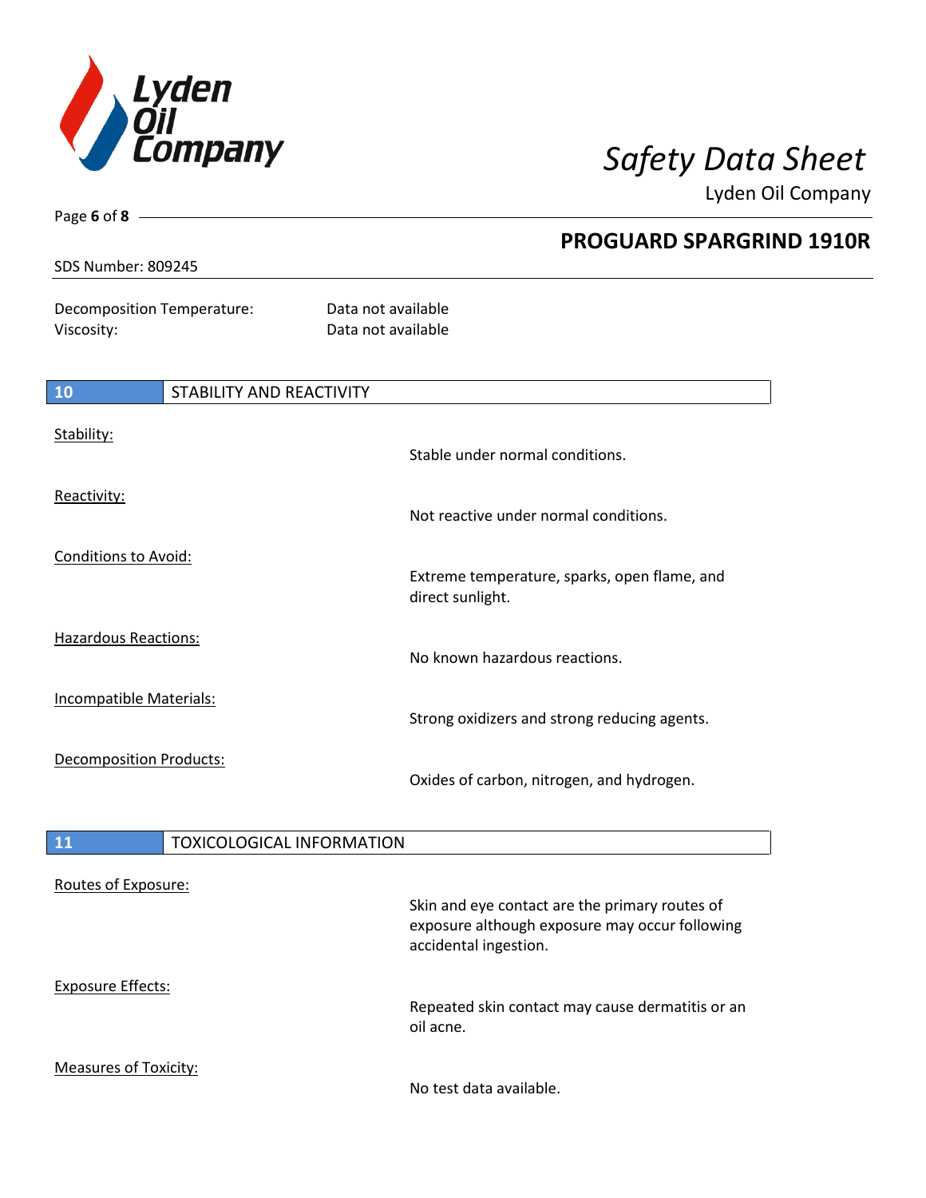Decomposition Temperature: Data not available
Viscosity: Data not available

## 10 STABILITY AND REACTIVITY

Stability:
Stable under normal conditions.

Reactivity:
Not reactive under normal conditions.

Conditions to Avoid:
Extreme temperature, sparks, open flame, and direct sunlight.

Hazardous Reactions:
No known hazardous reactions.

Incompatible Materials:
Strong oxidizers and strong reducing agents.

Decomposition Products:
Oxides of carbon, nitrogen, and hydrogen.

## 11 TOXICOLOGICAL INFORMATION

Routes of Exposure:
Skin and eye contact are the primary routes of exposure although exposure may occur following accidental ingestion.

Exposure Effects:
Repeated skin contact may cause dermatitis or an oil acne.

Measures of Toxicity:
No test data available.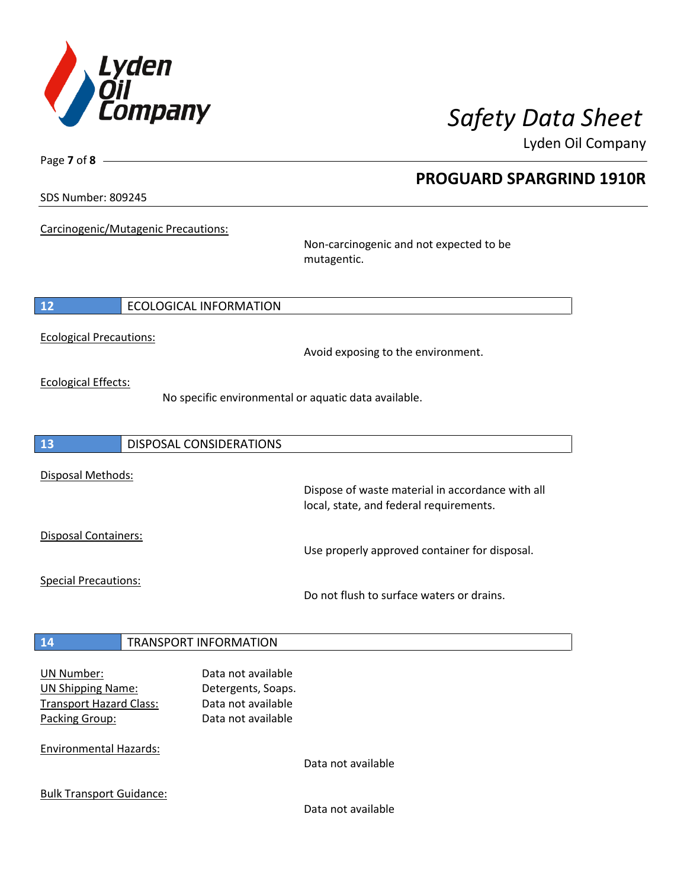Carcinogenic/Mutagenic Precautions:

Non-carcinogenic and not expected to be mutagentic.

## 12 ECOLOGICAL INFORMATION

Ecological Precautions:

Avoid exposing to the environment.

Ecological Effects:

No specific environmental or aquatic data available.

## 13 DISPOSAL CONSIDERATIONS

Disposal Methods:

Dispose of waste material in accordance with all local, state, and federal requirements.

Disposal Containers:

Use properly approved container for disposal.

Special Precautions:

Do not flush to surface waters or drains.

## 14 TRANSPORT INFORMATION

UN Number: Data not available
UN Shipping Name: Detergents, Soaps.
Transport Hazard Class: Data not available
Packing Group: Data not available

Environmental Hazards:

Data not available

Bulk Transport Guidance:

Data not available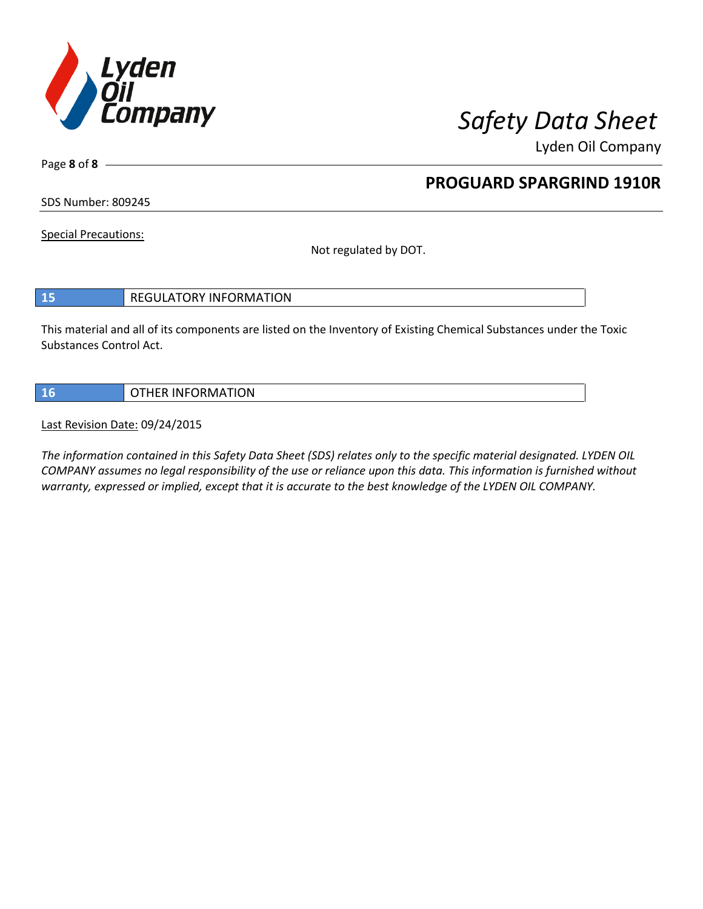Special Precautions:

Not regulated by DOT.

## 15 REGULATORY INFORMATION

This material and all of its components are listed on the Inventory of Existing Chemical Substances under the Toxic Substances Control Act.

## 16 OTHER INFORMATION

Last Revision Date: 09/24/2015

*The information contained in this Safety Data Sheet (SDS) relates only to the specific material designated. LYDEN OIL COMPANY assumes no legal responsibility of the use or reliance upon this data. This information is furnished without warranty, expressed or implied, except that it is accurate to the best knowledge of the LYDEN OIL COMPANY.*